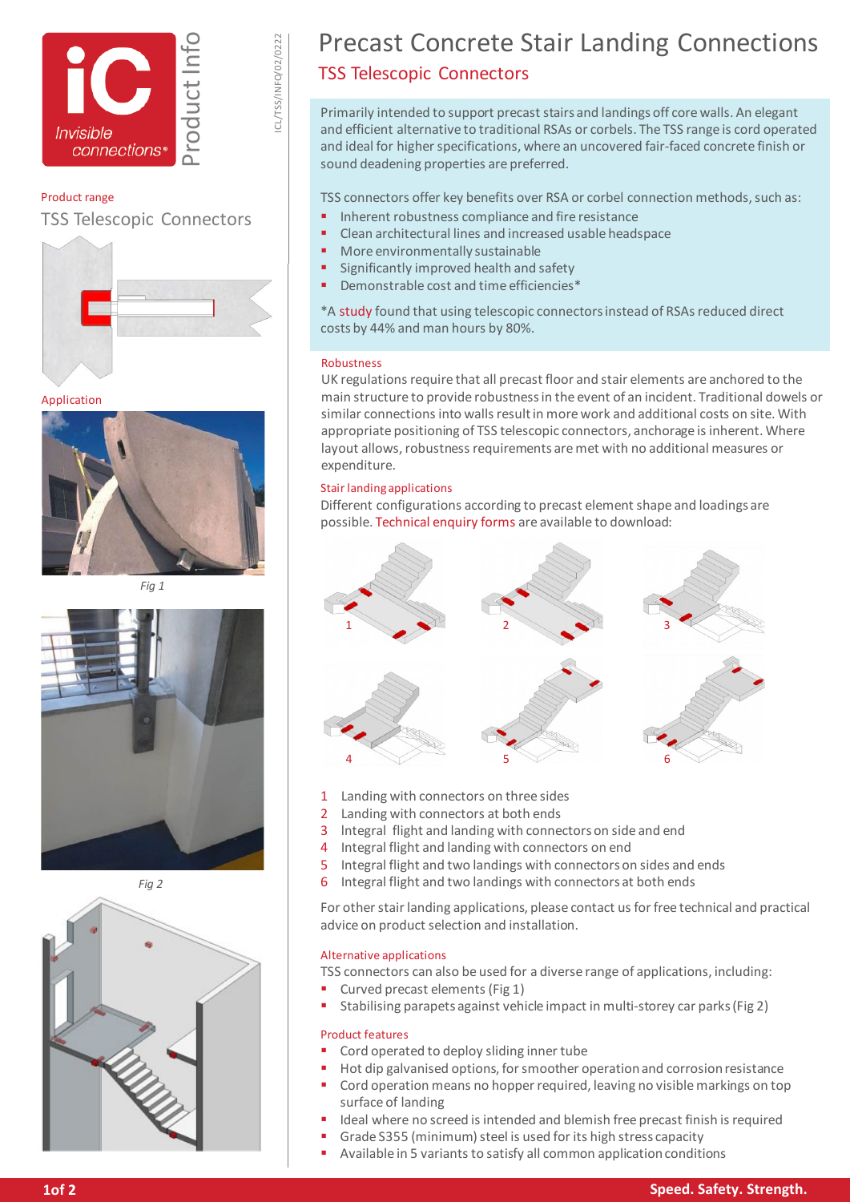# Precast Concrete Stair Landing Connections

## TSS Telescopic Connectors

Product range

TSS Telescopic Connectors

Application

*Fig 1*

*Fig 2*

Primarily intended to support precast stairs and landings off core walls. An elegant and efficient alternative to traditional RSAs or corbels. The TSS range is cord operated and ideal for higher specifications, where an uncovered fair-faced concrete finish or sound deadening properties are preferred.

TSS connectors offer key benefits over RSA or corbel connection methods, such as:

- Inherent robustness compliance and fire resistance
- Clean architectural lines and increased usable headspace
- More environmentally sustainable
- Significantly improved health and safety
- Demonstrable cost and time efficiencies*

*A study found that using telescopic connectors instead of RSAs reduced direct costs by 44% and man hours by 80%.

### Robustness

UK regulations require that all precast floor and stair elements are anchored to the main structure to provide robustness in the event of an incident. Traditional dowels or similar connections into walls result in more work and additional costs on site. With appropriate positioning of TSS telescopic connectors, anchorage is inherent. Where layout allows, robustness requirements are met with no additional measures or expenditure.

### Stair landing applications

Different configurations according to precast element shape and loadings are possible. Technical enquiry forms are available to download:

1 Landing with connectors on three sides
2 Landing with connectors at both ends
3 Integral flight and landing with connectors on side and end
4 Integral flight and landing with connectors on end
5 Integral flight and two landings with connectors on sides and ends
6 Integral flight and two landings with connectors at both ends

For other stair landing applications, please contact us for free technical and practical advice on product selection and installation.

### Alternative applications

TSS connectors can also be used for a diverse range of applications, including:

- Curved precast elements (Fig 1)
- Stabilising parapets against vehicle impact in multi-storey car parks (Fig 2)

### Product features

- Cord operated to deploy sliding inner tube
- Hot dip galvanised options, for smoother operation and corrosion resistance
- Cord operation means no hopper required, leaving no visible markings on top surface of landing
- Ideal where no screed is intended and blemish free precast finish is required
- Grade S355 (minimum) steel is used for its high stress capacity
- Available in 5 variants to satisfy all common application conditions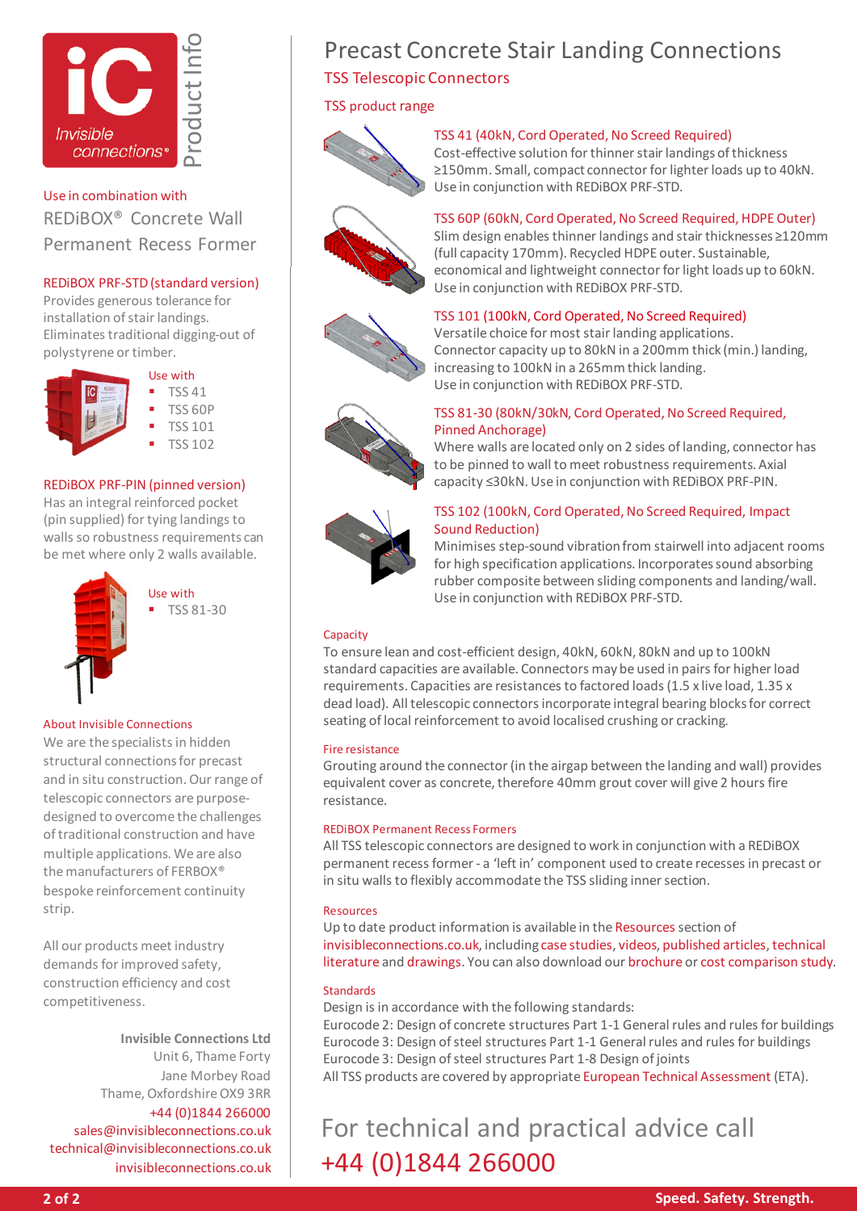Product Info

Use in combination with

## REDiBOX® Concrete Wall Permanent Recess Former

### REDiBOX PRF-STD (standard version)

Provides generous tolerance for installation of stair landings. Eliminates traditional digging-out of polystyrene or timber.

Use with

- TSS 41
- TSS 60P
- TSS 101
- TSS 102

### REDiBOX PRF-PIN (pinned version)

Has an integral reinforced pocket (pin supplied) for tying landings to walls so robustness requirements can be met where only 2 walls available.

Use with

- TSS 81-30

### About Invisible Connections

We are the specialists in hidden structural connections for precast and in situ construction. Our range of telescopic connectors are purpose-designed to overcome the challenges of traditional construction and have multiple applications. We are also the manufacturers of FERBOX® bespoke reinforcement continuity strip.

All our products meet industry demands for improved safety, construction efficiency and cost competitiveness.

**Invisible Connections Ltd**
Unit 6, Thame Forty
Jane Morbey Road
Thame, Oxfordshire OX9 3RR
+44 (0)1844 266000
sales@invisibleconnections.co.uk
technical@invisibleconnections.co.uk
invisibleconnections.co.uk

# Precast Concrete Stair Landing Connections

## TSS Telescopic Connectors

### TSS product range

**TSS 41 (40kN, Cord Operated, No Screed Required)**
Cost-effective solution for thinner stair landings of thickness ≥150mm. Small, compact connector for lighter loads up to 40kN. Use in conjunction with REDiBOX PRF-STD.

**TSS 60P (60kN, Cord Operated, No Screed Required, HDPE Outer)**
Slim design enables thinner landings and stair thicknesses ≥120mm (full capacity 170mm). Recycled HDPE outer. Sustainable, economical and lightweight connector for light loads up to 60kN. Use in conjunction with REDiBOX PRF-STD.

**TSS 101 (100kN, Cord Operated, No Screed Required)**
Versatile choice for most stair landing applications. Connector capacity up to 80kN in a 200mm thick (min.) landing, increasing to 100kN in a 265mm thick landing. Use in conjunction with REDiBOX PRF-STD.

**TSS 81-30 (80kN/30kN, Cord Operated, No Screed Required, Pinned Anchorage)**
Where walls are located only on 2 sides of landing, connector has to be pinned to wall to meet robustness requirements. Axial capacity ≤30kN. Use in conjunction with REDiBOX PRF-PIN.

**TSS 102 (100kN, Cord Operated, No Screed Required, Impact Sound Reduction)**
Minimises step-sound vibration from stairwell into adjacent rooms for high specification applications. Incorporates sound absorbing rubber composite between sliding components and landing/wall. Use in conjunction with REDiBOX PRF-STD.

### Capacity

To ensure lean and cost-efficient design, 40kN, 60kN, 80kN and up to 100kN standard capacities are available. Connectors may be used in pairs for higher load requirements. Capacities are resistances to factored loads (1.5 x live load, 1.35 x dead load). All telescopic connectors incorporate integral bearing blocks for correct seating of local reinforcement to avoid localised crushing or cracking.

### Fire resistance

Grouting around the connector (in the airgap between the landing and wall) provides equivalent cover as concrete, therefore 40mm grout cover will give 2 hours fire resistance.

### REDiBOX Permanent Recess Formers

All TSS telescopic connectors are designed to work in conjunction with a REDiBOX permanent recess former - a 'left in' component used to create recesses in precast or in situ walls to flexibly accommodate the TSS sliding inner section.

### Resources

Up to date product information is available in the Resources section of invisibleconnections.co.uk, including case studies, videos, published articles, technical literature and drawings. You can also download our brochure or cost comparison study.

### Standards

Design is in accordance with the following standards:
Eurocode 2: Design of concrete structures Part 1-1 General rules and rules for buildings
Eurocode 3: Design of steel structures Part 1-1 General rules and rules for buildings
Eurocode 3: Design of steel structures Part 1-8 Design of joints
All TSS products are covered by appropriate European Technical Assessment (ETA).

## For technical and practical advice call +44 (0)1844 266000

**Speed. Safety. Strength.**